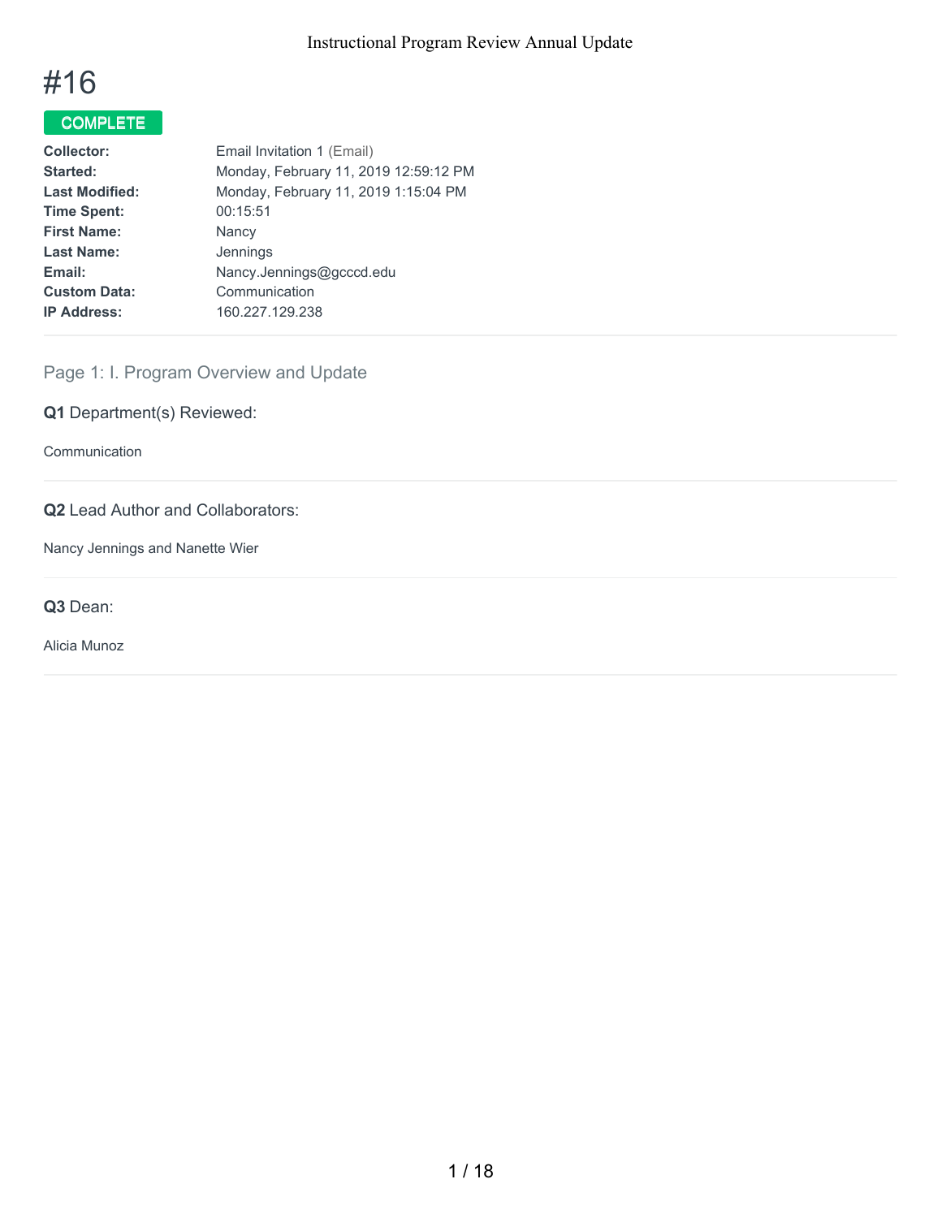# #16

**COMPLETE**

| | |
|---|---|
| **Collector:** | Email Invitation 1 (Email) |
| **Started:** | Monday, February 11, 2019 12:59:12 PM |
| **Last Modified:** | Monday, February 11, 2019 1:15:04 PM |
| **Time Spent:** | 00:15:51 |
| **First Name:** | Nancy |
| **Last Name:** | Jennings |
| **Email:** | Nancy.Jennings@gcccd.edu |
| **Custom Data:** | Communication |
| **IP Address:** | 160.227.129.238 |

## Page 1: I. Program Overview and Update

**Q1** Department(s) Reviewed:

Communication

**Q2** Lead Author and Collaborators:

Nancy Jennings and Nanette Wier

**Q3** Dean:

Alicia Munoz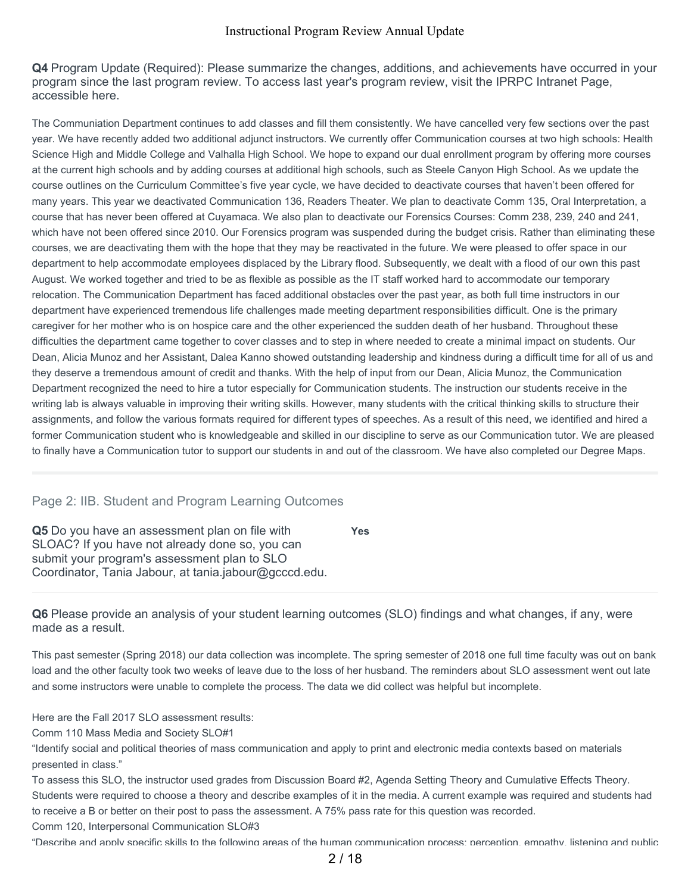**Q4** Program Update (Required): Please summarize the changes, additions, and achievements have occurred in your program since the last program review. To access last year's program review, visit the IPRPC Intranet Page, accessible here.

The Communiation Department continues to add classes and fill them consistently. We have cancelled very few sections over the past year. We have recently added two additional adjunct instructors. We currently offer Communication courses at two high schools: Health Science High and Middle College and Valhalla High School. We hope to expand our dual enrollment program by offering more courses at the current high schools and by adding courses at additional high schools, such as Steele Canyon High School. As we update the course outlines on the Curriculum Committee's five year cycle, we have decided to deactivate courses that haven't been offered for many years. This year we deactivated Communication 136, Readers Theater. We plan to deactivate Comm 135, Oral Interpretation, a course that has never been offered at Cuyamaca. We also plan to deactivate our Forensics Courses: Comm 238, 239, 240 and 241, which have not been offered since 2010. Our Forensics program was suspended during the budget crisis. Rather than eliminating these courses, we are deactivating them with the hope that they may be reactivated in the future. We were pleased to offer space in our department to help accommodate employees displaced by the Library flood. Subsequently, we dealt with a flood of our own this past August. We worked together and tried to be as flexible as possible as the IT staff worked hard to accommodate our temporary relocation. The Communication Department has faced additional obstacles over the past year, as both full time instructors in our department have experienced tremendous life challenges made meeting department responsibilities difficult. One is the primary caregiver for her mother who is on hospice care and the other experienced the sudden death of her husband. Throughout these difficulties the department came together to cover classes and to step in where needed to create a minimal impact on students. Our Dean, Alicia Munoz and her Assistant, Dalea Kanno showed outstanding leadership and kindness during a difficult time for all of us and they deserve a tremendous amount of credit and thanks. With the help of input from our Dean, Alicia Munoz, the Communication Department recognized the need to hire a tutor especially for Communication students. The instruction our students receive in the writing lab is always valuable in improving their writing skills. However, many students with the critical thinking skills to structure their assignments, and follow the various formats required for different types of speeches. As a result of this need, we identified and hired a former Communication student who is knowledgeable and skilled in our discipline to serve as our Communication tutor. We are pleased to finally have a Communication tutor to support our students in and out of the classroom. We have also completed our Degree Maps.

## Page 2: IIB. Student and Program Learning Outcomes

**Q5** Do you have an assessment plan on file with SLOAC? If you have not already done so, you can submit your program's assessment plan to SLO Coordinator, Tania Jabour, at tania.jabour@gcccd.edu.

**Yes**

**Q6** Please provide an analysis of your student learning outcomes (SLO) findings and what changes, if any, were made as a result.

This past semester (Spring 2018) our data collection was incomplete. The spring semester of 2018 one full time faculty was out on bank load and the other faculty took two weeks of leave due to the loss of her husband. The reminders about SLO assessment went out late and some instructors were unable to complete the process. The data we did collect was helpful but incomplete.

Here are the Fall 2017 SLO assessment results:
Comm 110 Mass Media and Society SLO#1
"Identify social and political theories of mass communication and apply to print and electronic media contexts based on materials presented in class."
To assess this SLO, the instructor used grades from Discussion Board #2, Agenda Setting Theory and Cumulative Effects Theory. Students were required to choose a theory and describe examples of it in the media. A current example was required and students had to receive a B or better on their post to pass the assessment. A 75% pass rate for this question was recorded.
Comm 120, Interpersonal Communication SLO#3
"Describe and apply specific skills to the following areas of the human communication process: perception, empathy, listening and public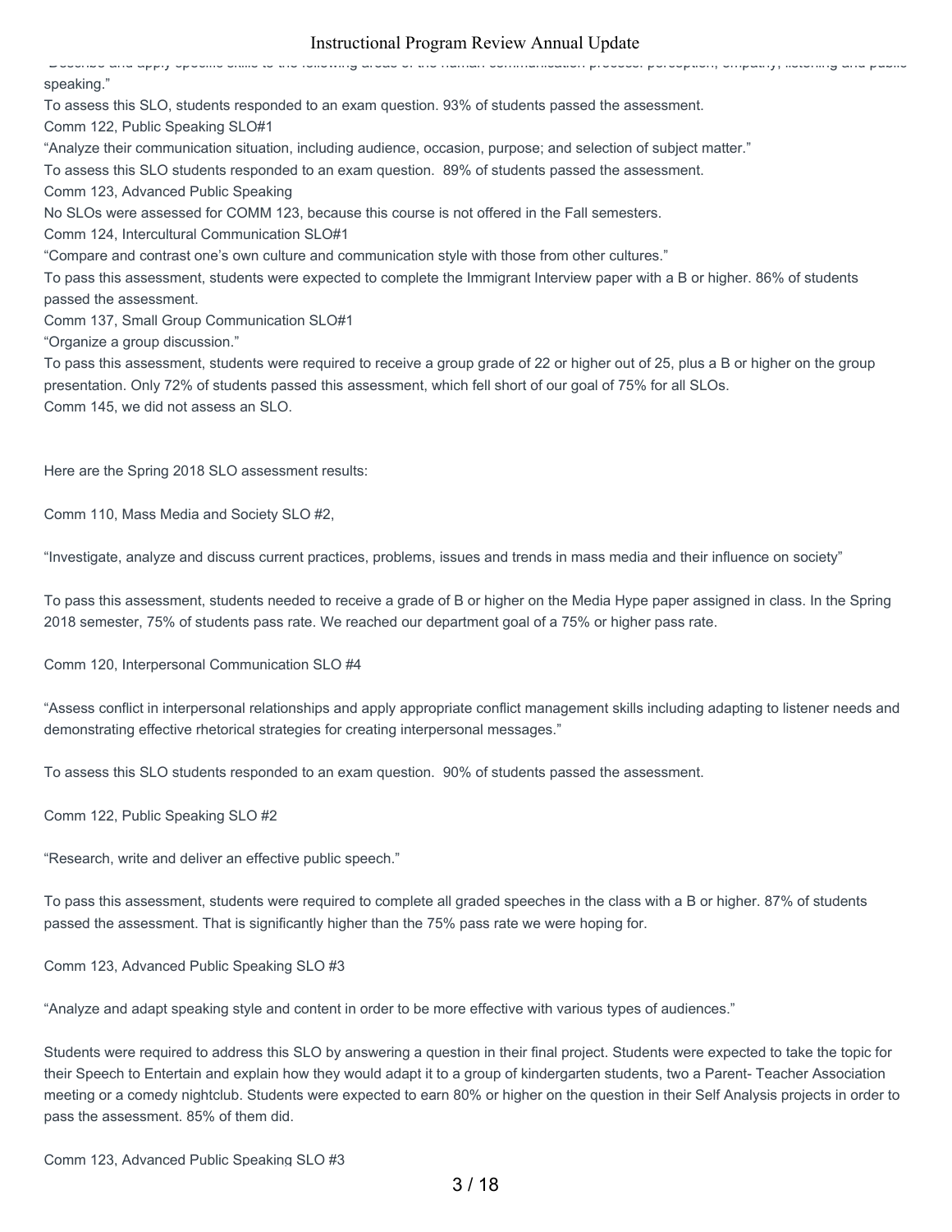"Describe and apply specific skills to the following areas of the human communication process: perception, empathy, listening and public speaking."

To assess this SLO, students responded to an exam question. 93% of students passed the assessment.

Comm 122, Public Speaking SLO#1

"Analyze their communication situation, including audience, occasion, purpose; and selection of subject matter."

To assess this SLO students responded to an exam question. 89% of students passed the assessment.

Comm 123, Advanced Public Speaking

No SLOs were assessed for COMM 123, because this course is not offered in the Fall semesters.

Comm 124, Intercultural Communication SLO#1

"Compare and contrast one's own culture and communication style with those from other cultures."

To pass this assessment, students were expected to complete the Immigrant Interview paper with a B or higher. 86% of students passed the assessment.

Comm 137, Small Group Communication SLO#1

"Organize a group discussion."

To pass this assessment, students were required to receive a group grade of 22 or higher out of 25, plus a B or higher on the group presentation. Only 72% of students passed this assessment, which fell short of our goal of 75% for all SLOs.

Comm 145, we did not assess an SLO.

Here are the Spring 2018 SLO assessment results:

Comm 110, Mass Media and Society SLO #2,

"Investigate, analyze and discuss current practices, problems, issues and trends in mass media and their influence on society"

To pass this assessment, students needed to receive a grade of B or higher on the Media Hype paper assigned in class. In the Spring 2018 semester, 75% of students pass rate. We reached our department goal of a 75% or higher pass rate.

Comm 120, Interpersonal Communication SLO #4

"Assess conflict in interpersonal relationships and apply appropriate conflict management skills including adapting to listener needs and demonstrating effective rhetorical strategies for creating interpersonal messages."

To assess this SLO students responded to an exam question. 90% of students passed the assessment.

Comm 122, Public Speaking SLO #2

"Research, write and deliver an effective public speech."

To pass this assessment, students were required to complete all graded speeches in the class with a B or higher. 87% of students passed the assessment. That is significantly higher than the 75% pass rate we were hoping for.

Comm 123, Advanced Public Speaking SLO #3

"Analyze and adapt speaking style and content in order to be more effective with various types of audiences."

Students were required to address this SLO by answering a question in their final project. Students were expected to take the topic for their Speech to Entertain and explain how they would adapt it to a group of kindergarten students, two a Parent- Teacher Association meeting or a comedy nightclub. Students were expected to earn 80% or higher on the question in their Self Analysis projects in order to pass the assessment. 85% of them did.

Comm 123, Advanced Public Speaking SLO #3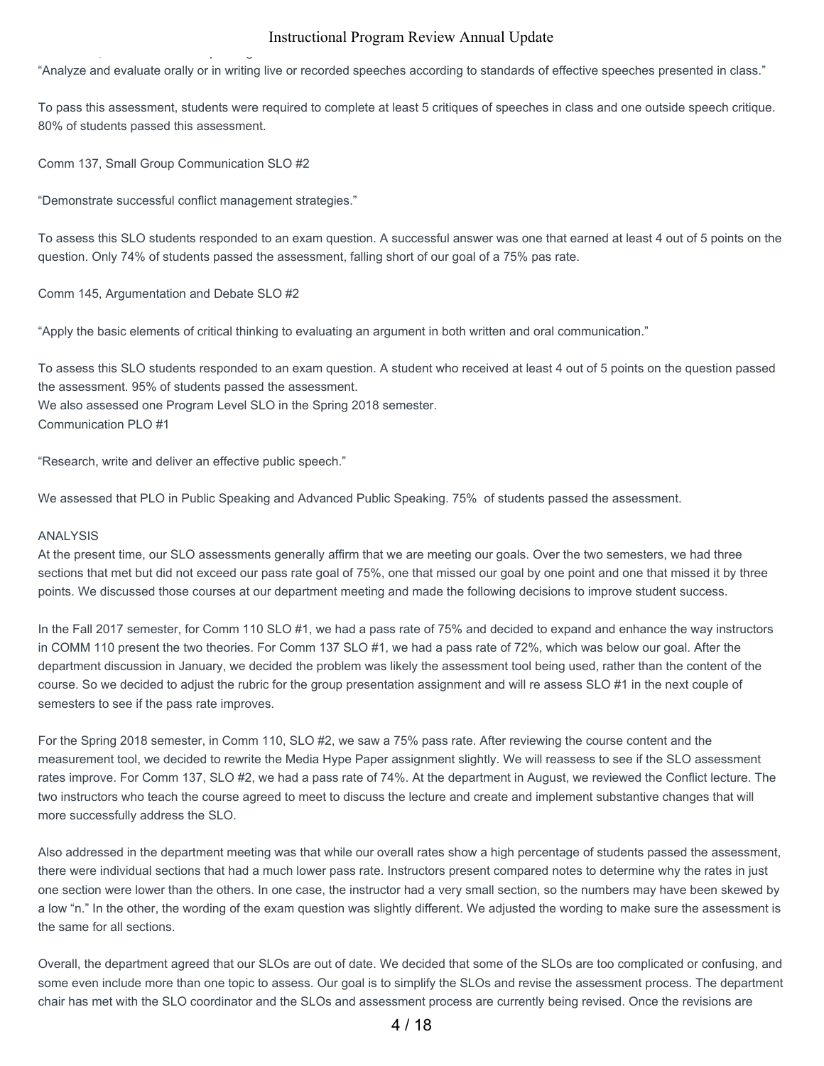"Analyze and evaluate orally or in writing live or recorded speeches according to standards of effective speeches presented in class."

To pass this assessment, students were required to complete at least 5 critiques of speeches in class and one outside speech critique. 80% of students passed this assessment.

Comm 137, Small Group Communication SLO #2

"Demonstrate successful conflict management strategies."

To assess this SLO students responded to an exam question. A successful answer was one that earned at least 4 out of 5 points on the question. Only 74% of students passed the assessment, falling short of our goal of a 75% pas rate.

Comm 145, Argumentation and Debate SLO #2

"Apply the basic elements of critical thinking to evaluating an argument in both written and oral communication."

To assess this SLO students responded to an exam question. A student who received at least 4 out of 5 points on the question passed the assessment. 95% of students passed the assessment.
We also assessed one Program Level SLO in the Spring 2018 semester.
Communication PLO #1

"Research, write and deliver an effective public speech."

We assessed that PLO in Public Speaking and Advanced Public Speaking. 75% of students passed the assessment.

ANALYSIS
At the present time, our SLO assessments generally affirm that we are meeting our goals. Over the two semesters, we had three sections that met but did not exceed our pass rate goal of 75%, one that missed our goal by one point and one that missed it by three points. We discussed those courses at our department meeting and made the following decisions to improve student success.

In the Fall 2017 semester, for Comm 110 SLO #1, we had a pass rate of 75% and decided to expand and enhance the way instructors in COMM 110 present the two theories. For Comm 137 SLO #1, we had a pass rate of 72%, which was below our goal. After the department discussion in January, we decided the problem was likely the assessment tool being used, rather than the content of the course. So we decided to adjust the rubric for the group presentation assignment and will re assess SLO #1 in the next couple of semesters to see if the pass rate improves.

For the Spring 2018 semester, in Comm 110, SLO #2, we saw a 75% pass rate. After reviewing the course content and the measurement tool, we decided to rewrite the Media Hype Paper assignment slightly. We will reassess to see if the SLO assessment rates improve. For Comm 137, SLO #2, we had a pass rate of 74%. At the department in August, we reviewed the Conflict lecture. The two instructors who teach the course agreed to meet to discuss the lecture and create and implement substantive changes that will more successfully address the SLO.

Also addressed in the department meeting was that while our overall rates show a high percentage of students passed the assessment, there were individual sections that had a much lower pass rate. Instructors present compared notes to determine why the rates in just one section were lower than the others. In one case, the instructor had a very small section, so the numbers may have been skewed by a low "n." In the other, the wording of the exam question was slightly different. We adjusted the wording to make sure the assessment is the same for all sections.

Overall, the department agreed that our SLOs are out of date. We decided that some of the SLOs are too complicated or confusing, and some even include more than one topic to assess. Our goal is to simplify the SLOs and revise the assessment process. The department chair has met with the SLO coordinator and the SLOs and assessment process are currently being revised. Once the revisions are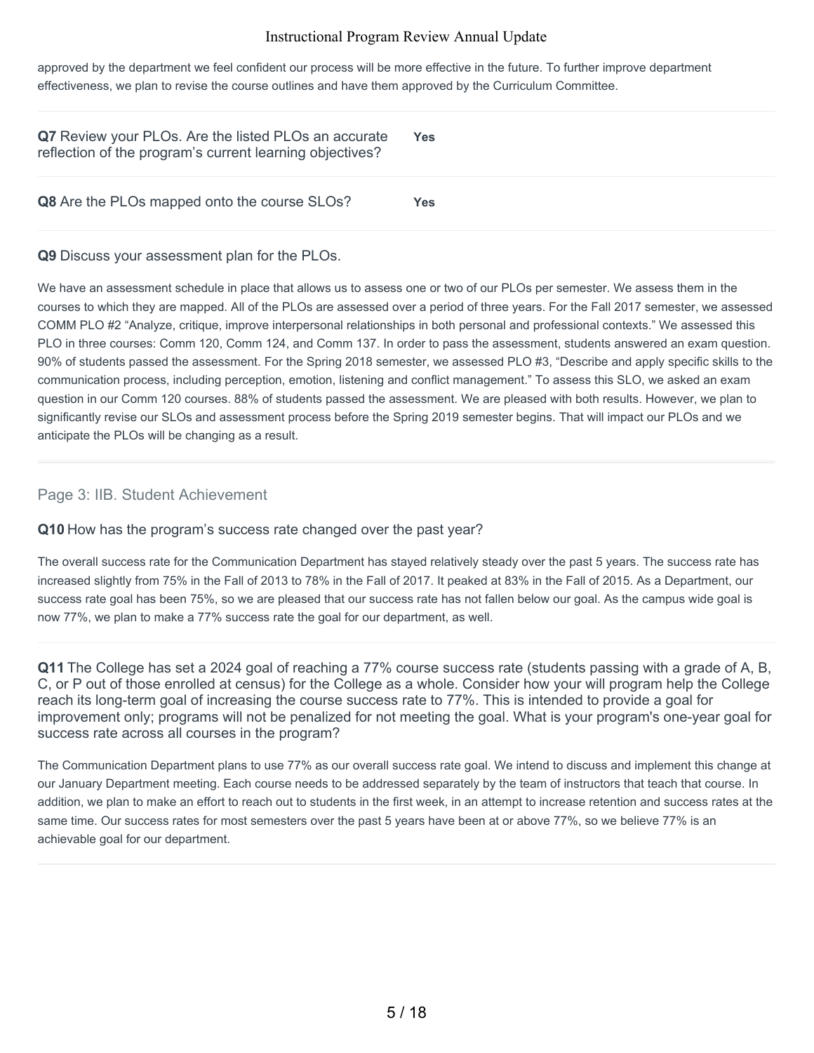approved by the department we feel confident our process will be more effective in the future. To further improve department effectiveness, we plan to revise the course outlines and have them approved by the Curriculum Committee.

**Q7** Review your PLOs. Are the listed PLOs an accurate reflection of the program's current learning objectives? **Yes**

**Q8** Are the PLOs mapped onto the course SLOs? **Yes**

**Q9** Discuss your assessment plan for the PLOs.

We have an assessment schedule in place that allows us to assess one or two of our PLOs per semester. We assess them in the courses to which they are mapped. All of the PLOs are assessed over a period of three years. For the Fall 2017 semester, we assessed COMM PLO #2 "Analyze, critique, improve interpersonal relationships in both personal and professional contexts." We assessed this PLO in three courses: Comm 120, Comm 124, and Comm 137. In order to pass the assessment, students answered an exam question. 90% of students passed the assessment. For the Spring 2018 semester, we assessed PLO #3, "Describe and apply specific skills to the communication process, including perception, emotion, listening and conflict management." To assess this SLO, we asked an exam question in our Comm 120 courses. 88% of students passed the assessment. We are pleased with both results. However, we plan to significantly revise our SLOs and assessment process before the Spring 2019 semester begins. That will impact our PLOs and we anticipate the PLOs will be changing as a result.

## Page 3: IIB. Student Achievement

**Q10** How has the program's success rate changed over the past year?

The overall success rate for the Communication Department has stayed relatively steady over the past 5 years. The success rate has increased slightly from 75% in the Fall of 2013 to 78% in the Fall of 2017. It peaked at 83% in the Fall of 2015. As a Department, our success rate goal has been 75%, so we are pleased that our success rate has not fallen below our goal. As the campus wide goal is now 77%, we plan to make a 77% success rate the goal for our department, as well.

**Q11** The College has set a 2024 goal of reaching a 77% course success rate (students passing with a grade of A, B, C, or P out of those enrolled at census) for the College as a whole. Consider how your will program help the College reach its long-term goal of increasing the course success rate to 77%. This is intended to provide a goal for improvement only; programs will not be penalized for not meeting the goal. What is your program's one-year goal for success rate across all courses in the program?

The Communication Department plans to use 77% as our overall success rate goal. We intend to discuss and implement this change at our January Department meeting. Each course needs to be addressed separately by the team of instructors that teach that course. In addition, we plan to make an effort to reach out to students in the first week, in an attempt to increase retention and success rates at the same time. Our success rates for most semesters over the past 5 years have been at or above 77%, so we believe 77% is an achievable goal for our department.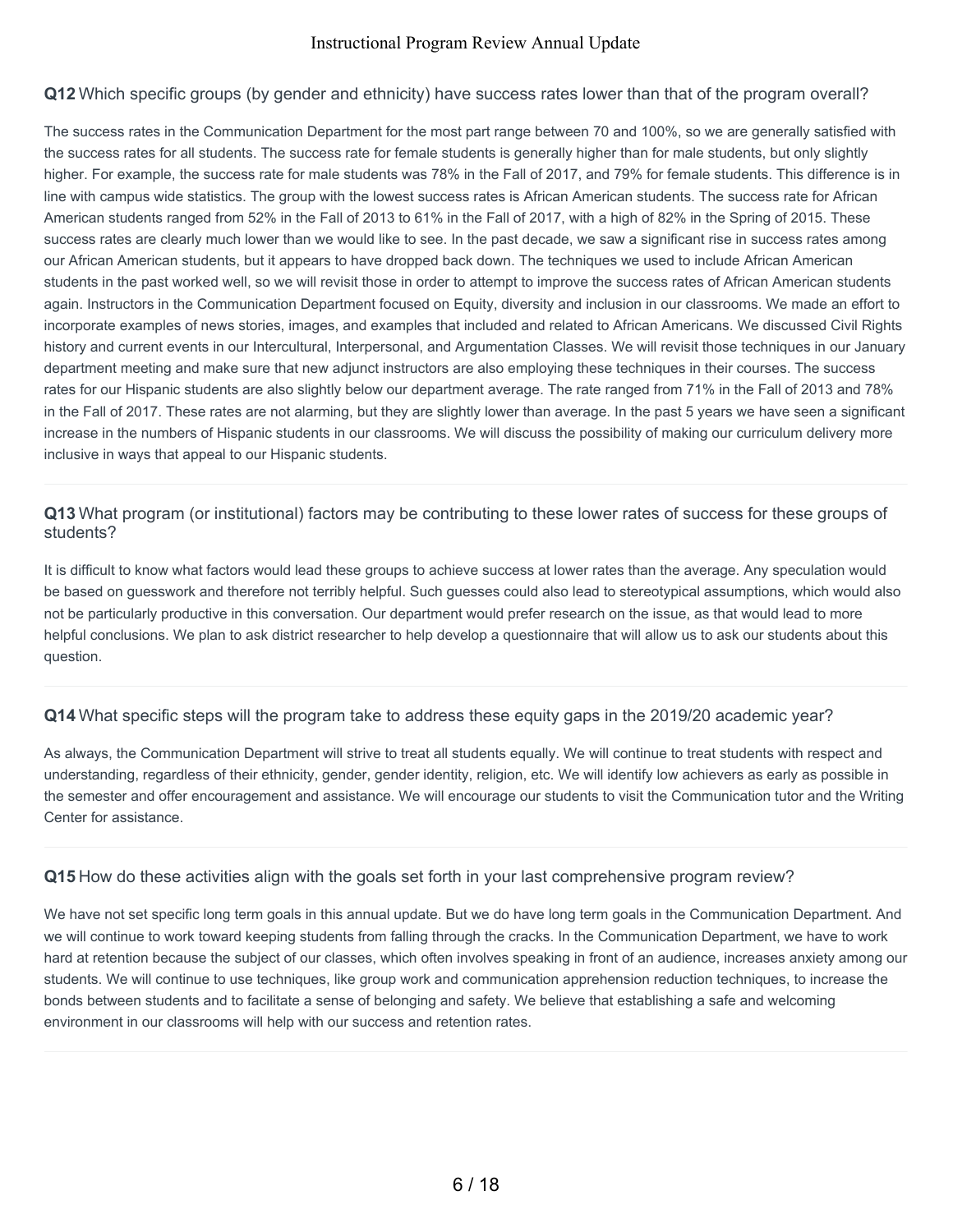**Q12** Which specific groups (by gender and ethnicity) have success rates lower than that of the program overall?

The success rates in the Communication Department for the most part range between 70 and 100%, so we are generally satisfied with the success rates for all students. The success rate for female students is generally higher than for male students, but only slightly higher. For example, the success rate for male students was 78% in the Fall of 2017, and 79% for female students. This difference is in line with campus wide statistics. The group with the lowest success rates is African American students. The success rate for African American students ranged from 52% in the Fall of 2013 to 61% in the Fall of 2017, with a high of 82% in the Spring of 2015. These success rates are clearly much lower than we would like to see. In the past decade, we saw a significant rise in success rates among our African American students, but it appears to have dropped back down. The techniques we used to include African American students in the past worked well, so we will revisit those in order to attempt to improve the success rates of African American students again. Instructors in the Communication Department focused on Equity, diversity and inclusion in our classrooms. We made an effort to incorporate examples of news stories, images, and examples that included and related to African Americans. We discussed Civil Rights history and current events in our Intercultural, Interpersonal, and Argumentation Classes. We will revisit those techniques in our January department meeting and make sure that new adjunct instructors are also employing these techniques in their courses. The success rates for our Hispanic students are also slightly below our department average. The rate ranged from 71% in the Fall of 2013 and 78% in the Fall of 2017. These rates are not alarming, but they are slightly lower than average. In the past 5 years we have seen a significant increase in the numbers of Hispanic students in our classrooms. We will discuss the possibility of making our curriculum delivery more inclusive in ways that appeal to our Hispanic students.

**Q13** What program (or institutional) factors may be contributing to these lower rates of success for these groups of students?

It is difficult to know what factors would lead these groups to achieve success at lower rates than the average. Any speculation would be based on guesswork and therefore not terribly helpful. Such guesses could also lead to stereotypical assumptions, which would also not be particularly productive in this conversation. Our department would prefer research on the issue, as that would lead to more helpful conclusions. We plan to ask district researcher to help develop a questionnaire that will allow us to ask our students about this question.

**Q14** What specific steps will the program take to address these equity gaps in the 2019/20 academic year?

As always, the Communication Department will strive to treat all students equally. We will continue to treat students with respect and understanding, regardless of their ethnicity, gender, gender identity, religion, etc. We will identify low achievers as early as possible in the semester and offer encouragement and assistance. We will encourage our students to visit the Communication tutor and the Writing Center for assistance.

**Q15** How do these activities align with the goals set forth in your last comprehensive program review?

We have not set specific long term goals in this annual update. But we do have long term goals in the Communication Department. And we will continue to work toward keeping students from falling through the cracks. In the Communication Department, we have to work hard at retention because the subject of our classes, which often involves speaking in front of an audience, increases anxiety among our students. We will continue to use techniques, like group work and communication apprehension reduction techniques, to increase the bonds between students and to facilitate a sense of belonging and safety. We believe that establishing a safe and welcoming environment in our classrooms will help with our success and retention rates.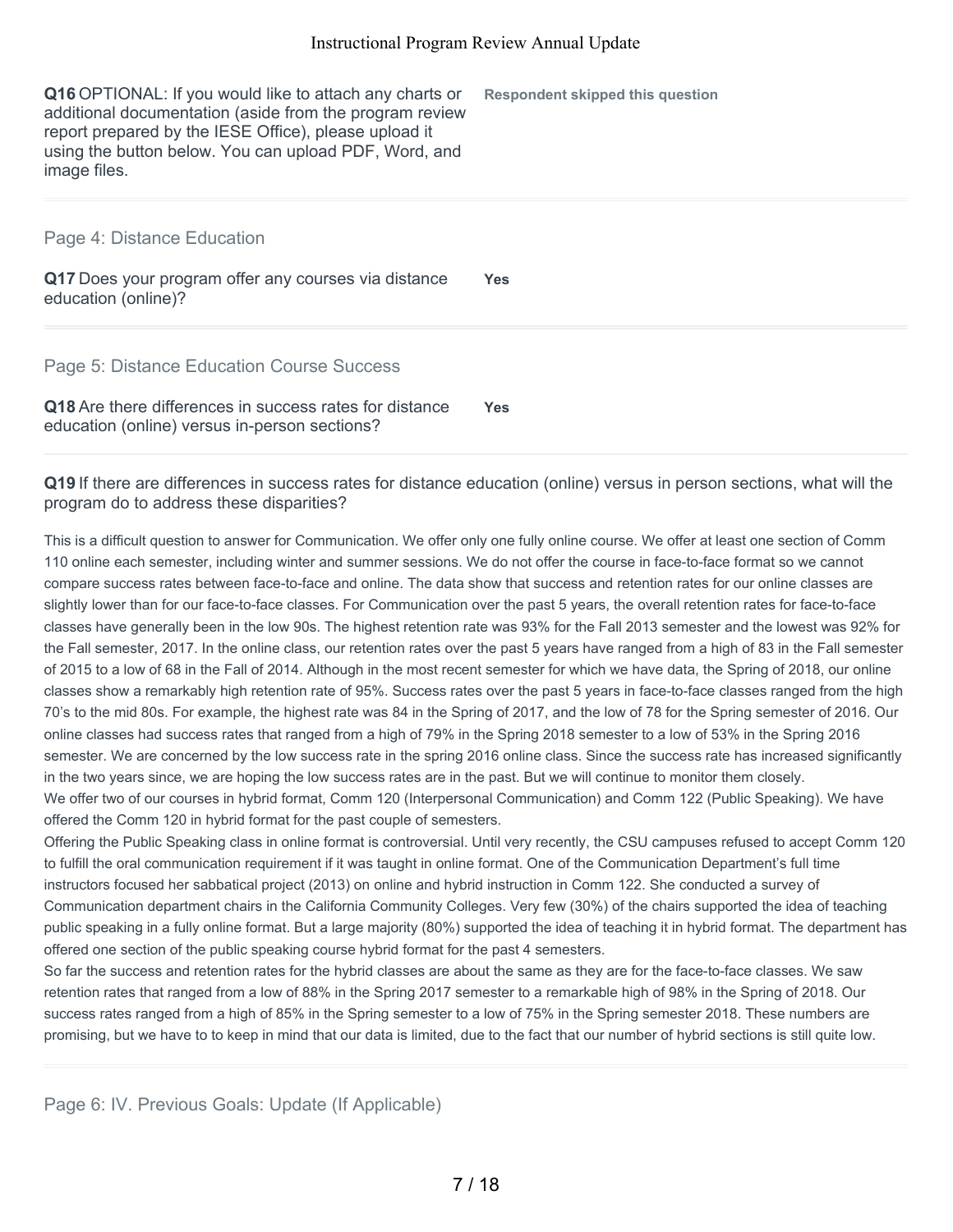**Q16** OPTIONAL: If you would like to attach any charts or additional documentation (aside from the program review report prepared by the IESE Office), please upload it using the button below. You can upload PDF, Word, and image files.

**Respondent skipped this question**

## Page 4: Distance Education

**Q17** Does your program offer any courses via distance education (online)?

**Yes**

## Page 5: Distance Education Course Success

**Q18** Are there differences in success rates for distance education (online) versus in-person sections?

**Yes**

**Q19** If there are differences in success rates for distance education (online) versus in person sections, what will the program do to address these disparities?

This is a difficult question to answer for Communication. We offer only one fully online course. We offer at least one section of Comm 110 online each semester, including winter and summer sessions. We do not offer the course in face-to-face format so we cannot compare success rates between face-to-face and online. The data show that success and retention rates for our online classes are slightly lower than for our face-to-face classes. For Communication over the past 5 years, the overall retention rates for face-to-face classes have generally been in the low 90s. The highest retention rate was 93% for the Fall 2013 semester and the lowest was 92% for the Fall semester, 2017. In the online class, our retention rates over the past 5 years have ranged from a high of 83 in the Fall semester of 2015 to a low of 68 in the Fall of 2014. Although in the most recent semester for which we have data, the Spring of 2018, our online classes show a remarkably high retention rate of 95%. Success rates over the past 5 years in face-to-face classes ranged from the high 70's to the mid 80s. For example, the highest rate was 84 in the Spring of 2017, and the low of 78 for the Spring semester of 2016. Our online classes had success rates that ranged from a high of 79% in the Spring 2018 semester to a low of 53% in the Spring 2016 semester. We are concerned by the low success rate in the spring 2016 online class. Since the success rate has increased significantly in the two years since, we are hoping the low success rates are in the past. But we will continue to monitor them closely.
We offer two of our courses in hybrid format, Comm 120 (Interpersonal Communication) and Comm 122 (Public Speaking). We have offered the Comm 120 in hybrid format for the past couple of semesters.
Offering the Public Speaking class in online format is controversial. Until very recently, the CSU campuses refused to accept Comm 120 to fulfill the oral communication requirement if it was taught in online format. One of the Communication Department's full time instructors focused her sabbatical project (2013) on online and hybrid instruction in Comm 122. She conducted a survey of Communication department chairs in the California Community Colleges. Very few (30%) of the chairs supported the idea of teaching public speaking in a fully online format. But a large majority (80%) supported the idea of teaching it in hybrid format. The department has offered one section of the public speaking course hybrid format for the past 4 semesters.
So far the success and retention rates for the hybrid classes are about the same as they are for the face-to-face classes. We saw retention rates that ranged from a low of 88% in the Spring 2017 semester to a remarkable high of 98% in the Spring of 2018. Our success rates ranged from a high of 85% in the Spring semester to a low of 75% in the Spring semester 2018. These numbers are promising, but we have to to keep in mind that our data is limited, due to the fact that our number of hybrid sections is still quite low.

## Page 6: IV. Previous Goals: Update (If Applicable)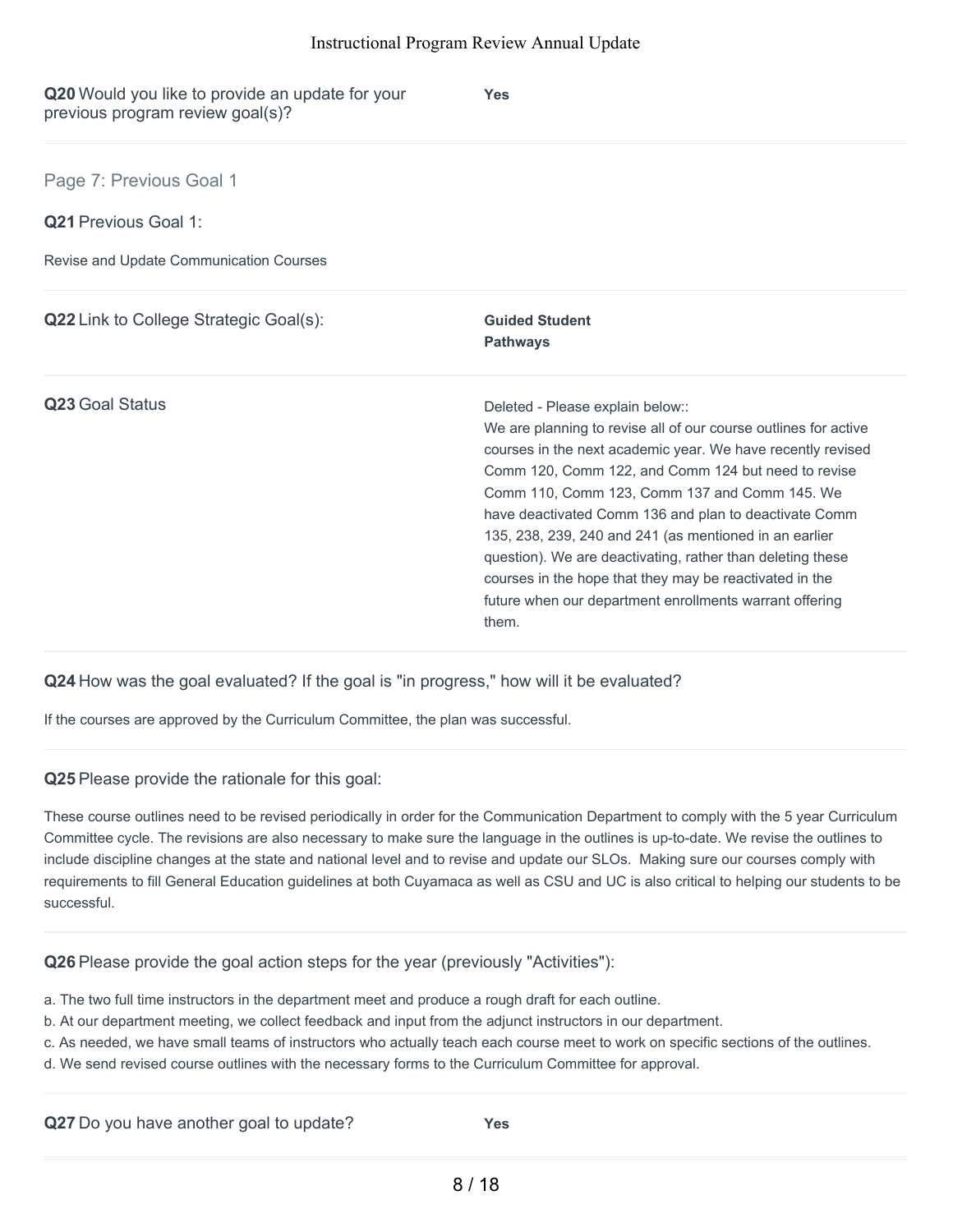**Q20** Would you like to provide an update for your previous program review goal(s)?

**Yes**

## Page 7: Previous Goal 1

**Q21** Previous Goal 1:

Revise and Update Communication Courses

**Q22** Link to College Strategic Goal(s):

**Guided Student Pathways**

**Q23** Goal Status

Deleted - Please explain below::
We are planning to revise all of our course outlines for active courses in the next academic year. We have recently revised Comm 120, Comm 122, and Comm 124 but need to revise Comm 110, Comm 123, Comm 137 and Comm 145. We have deactivated Comm 136 and plan to deactivate Comm 135, 238, 239, 240 and 241 (as mentioned in an earlier question). We are deactivating, rather than deleting these courses in the hope that they may be reactivated in the future when our department enrollments warrant offering them.

**Q24** How was the goal evaluated? If the goal is "in progress," how will it be evaluated?

If the courses are approved by the Curriculum Committee, the plan was successful.

**Q25** Please provide the rationale for this goal:

These course outlines need to be revised periodically in order for the Communication Department to comply with the 5 year Curriculum Committee cycle. The revisions are also necessary to make sure the language in the outlines is up-to-date. We revise the outlines to include discipline changes at the state and national level and to revise and update our SLOs. Making sure our courses comply with requirements to fill General Education guidelines at both Cuyamaca as well as CSU and UC is also critical to helping our students to be successful.

**Q26** Please provide the goal action steps for the year (previously "Activities"):

a. The two full time instructors in the department meet and produce a rough draft for each outline.
b. At our department meeting, we collect feedback and input from the adjunct instructors in our department.
c. As needed, we have small teams of instructors who actually teach each course meet to work on specific sections of the outlines.
d. We send revised course outlines with the necessary forms to the Curriculum Committee for approval.

**Q27** Do you have another goal to update?

**Yes**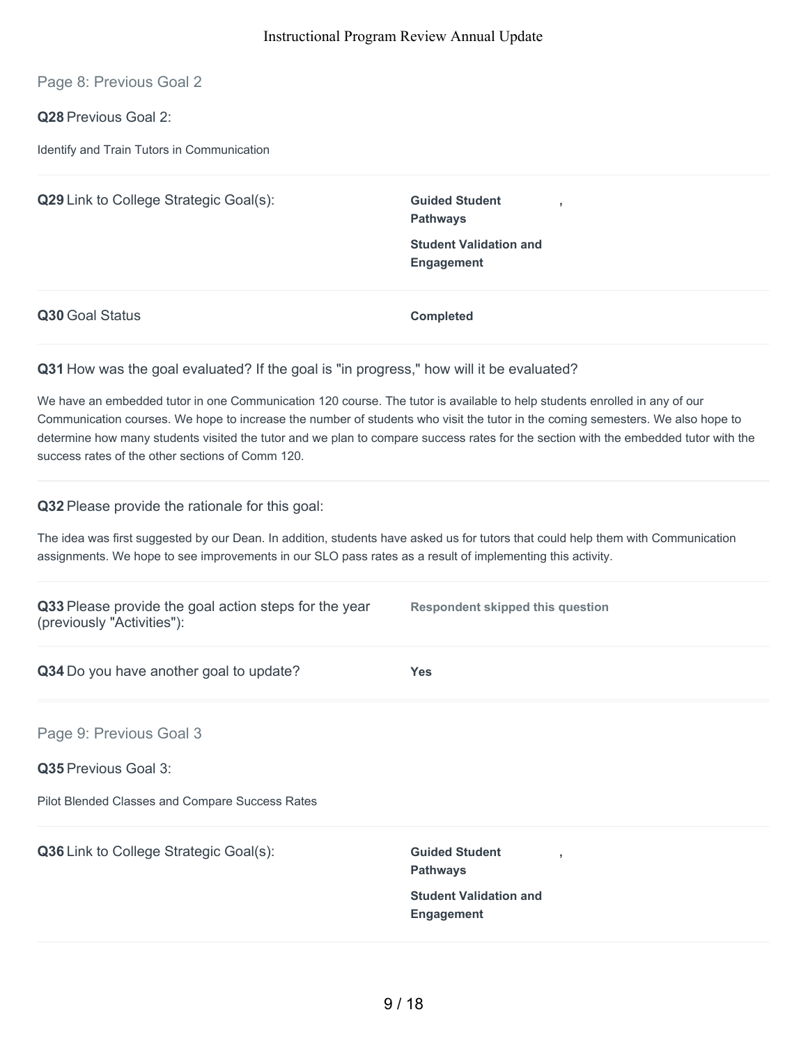## Page 8: Previous Goal 2

**Q28** Previous Goal 2:

Identify and Train Tutors in Communication

**Q29** Link to College Strategic Goal(s):

**Guided Student Pathways** ,

**Student Validation and Engagement**

**Q30** Goal Status

**Completed**

**Q31** How was the goal evaluated? If the goal is "in progress," how will it be evaluated?

We have an embedded tutor in one Communication 120 course. The tutor is available to help students enrolled in any of our Communication courses. We hope to increase the number of students who visit the tutor in the coming semesters. We also hope to determine how many students visited the tutor and we plan to compare success rates for the section with the embedded tutor with the success rates of the other sections of Comm 120.

**Q32** Please provide the rationale for this goal:

The idea was first suggested by our Dean. In addition, students have asked us for tutors that could help them with Communication assignments. We hope to see improvements in our SLO pass rates as a result of implementing this activity.

**Q33** Please provide the goal action steps for the year (previously "Activities"):

Respondent skipped this question

**Q34** Do you have another goal to update?

**Yes**

## Page 9: Previous Goal 3

**Q35** Previous Goal 3:

Pilot Blended Classes and Compare Success Rates

**Q36** Link to College Strategic Goal(s):

**Guided Student Pathways** ,

**Student Validation and Engagement**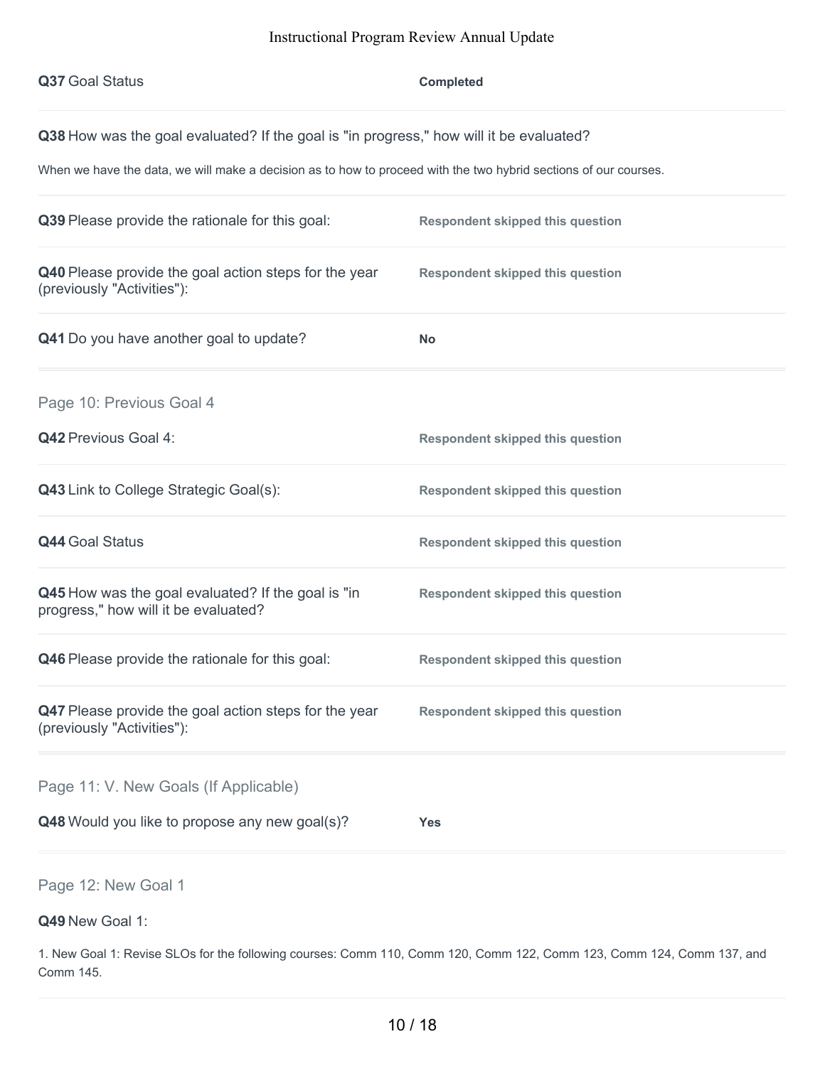**Q37** Goal Status **Completed**

**Q38** How was the goal evaluated? If the goal is "in progress," how will it be evaluated?

When we have the data, we will make a decision as to how to proceed with the two hybrid sections of our courses.

**Q39** Please provide the rationale for this goal: **Respondent skipped this question**

**Q40** Please provide the goal action steps for the year (previously "Activities"): **Respondent skipped this question**

**Q41** Do you have another goal to update? **No**

## Page 10: Previous Goal 4

**Q42** Previous Goal 4: **Respondent skipped this question**

**Q43** Link to College Strategic Goal(s): **Respondent skipped this question**

**Q44** Goal Status **Respondent skipped this question**

**Q45** How was the goal evaluated? If the goal is "in progress," how will it be evaluated? **Respondent skipped this question**

**Q46** Please provide the rationale for this goal: **Respondent skipped this question**

**Q47** Please provide the goal action steps for the year (previously "Activities"): **Respondent skipped this question**

## Page 11: V. New Goals (If Applicable)

**Q48** Would you like to propose any new goal(s)? **Yes**

## Page 12: New Goal 1

**Q49** New Goal 1:

1. New Goal 1: Revise SLOs for the following courses: Comm 110, Comm 120, Comm 122, Comm 123, Comm 124, Comm 137, and Comm 145.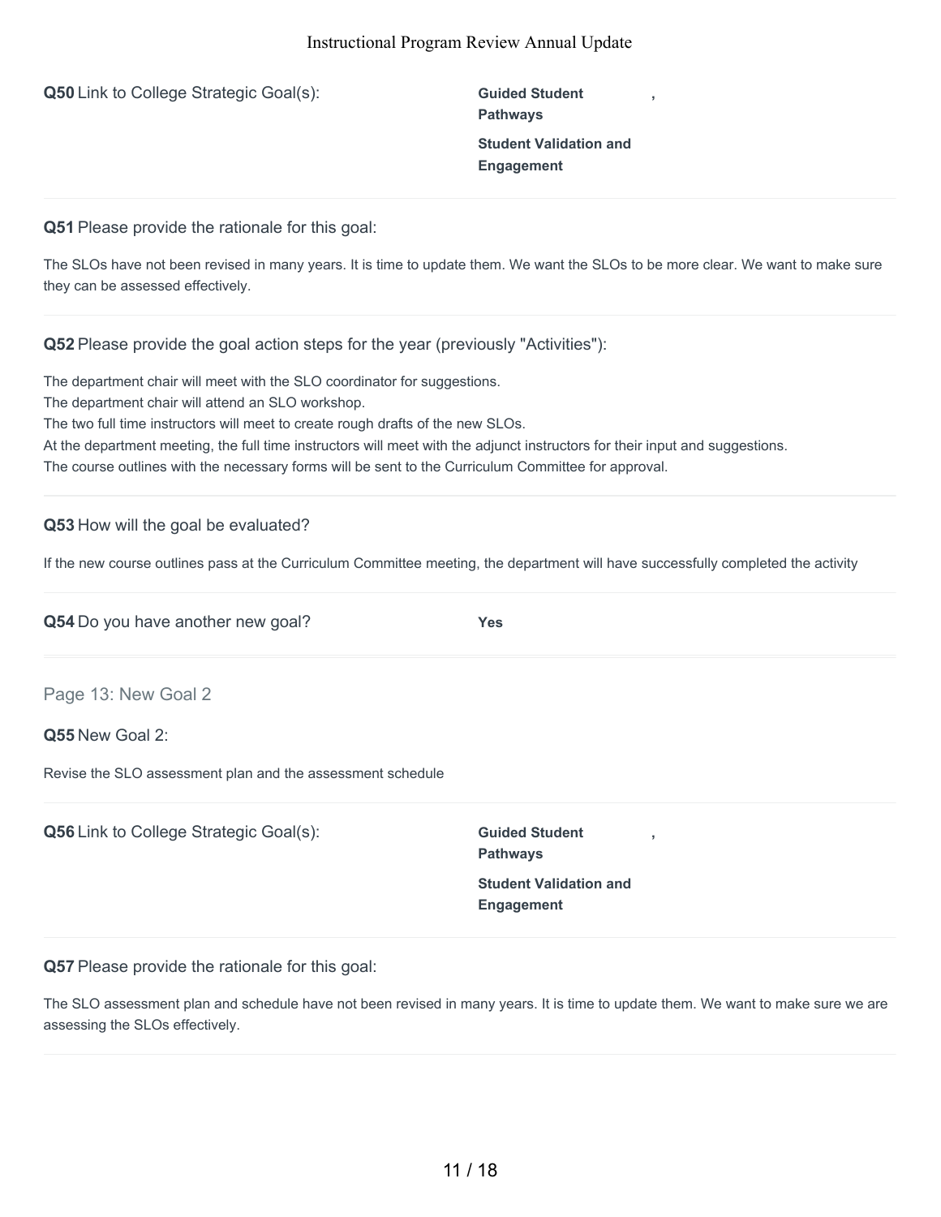**Q50** Link to College Strategic Goal(s):

**Guided Student Pathways** ,

**Student Validation and Engagement**

---

**Q51** Please provide the rationale for this goal:

The SLOs have not been revised in many years. It is time to update them. We want the SLOs to be more clear. We want to make sure they can be assessed effectively.

---

**Q52** Please provide the goal action steps for the year (previously "Activities"):

The department chair will meet with the SLO coordinator for suggestions.
The department chair will attend an SLO workshop.
The two full time instructors will meet to create rough drafts of the new SLOs.
At the department meeting, the full time instructors will meet with the adjunct instructors for their input and suggestions.
The course outlines with the necessary forms will be sent to the Curriculum Committee for approval.

---

**Q53** How will the goal be evaluated?

If the new course outlines pass at the Curriculum Committee meeting, the department will have successfully completed the activity

---

**Q54** Do you have another new goal? **Yes**

---

## Page 13: New Goal 2

**Q55** New Goal 2:

Revise the SLO assessment plan and the assessment schedule

---

**Q56** Link to College Strategic Goal(s):

**Guided Student Pathways** ,

**Student Validation and Engagement**

---

**Q57** Please provide the rationale for this goal:

The SLO assessment plan and schedule have not been revised in many years. It is time to update them. We want to make sure we are assessing the SLOs effectively.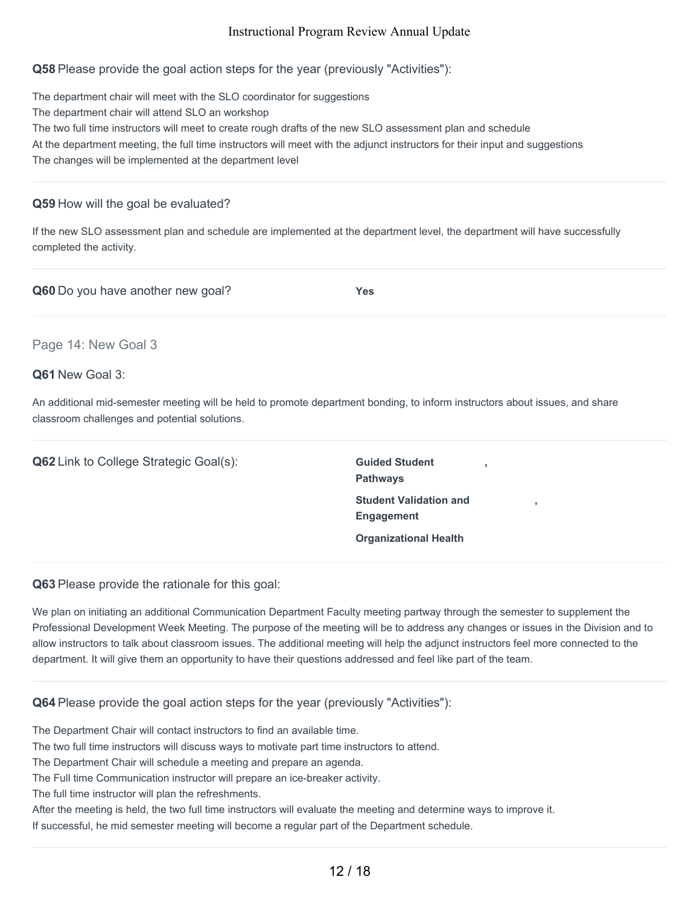**Q58** Please provide the goal action steps for the year (previously "Activities"):

The department chair will meet with the SLO coordinator for suggestions
The department chair will attend SLO an workshop
The two full time instructors will meet to create rough drafts of the new SLO assessment plan and schedule
At the department meeting, the full time instructors will meet with the adjunct instructors for their input and suggestions
The changes will be implemented at the department level

---

**Q59** How will the goal be evaluated?

If the new SLO assessment plan and schedule are implemented at the department level, the department will have successfully completed the activity.

---

**Q60** Do you have another new goal? **Yes**

---

## Page 14: New Goal 3

**Q61** New Goal 3:

An additional mid-semester meeting will be held to promote department bonding, to inform instructors about issues, and share classroom challenges and potential solutions.

---

**Q62** Link to College Strategic Goal(s):

**Guided Student Pathways** ,
**Student Validation and Engagement** ,
**Organizational Health**

---

**Q63** Please provide the rationale for this goal:

We plan on initiating an additional Communication Department Faculty meeting partway through the semester to supplement the Professional Development Week Meeting. The purpose of the meeting will be to address any changes or issues in the Division and to allow instructors to talk about classroom issues. The additional meeting will help the adjunct instructors feel more connected to the department. It will give them an opportunity to have their questions addressed and feel like part of the team.

---

**Q64** Please provide the goal action steps for the year (previously "Activities"):

The Department Chair will contact instructors to find an available time.
The two full time instructors will discuss ways to motivate part time instructors to attend.
The Department Chair will schedule a meeting and prepare an agenda.
The Full time Communication instructor will prepare an ice-breaker activity.
The full time instructor will plan the refreshments.
After the meeting is held, the two full time instructors will evaluate the meeting and determine ways to improve it.
If successful, he mid semester meeting will become a regular part of the Department schedule.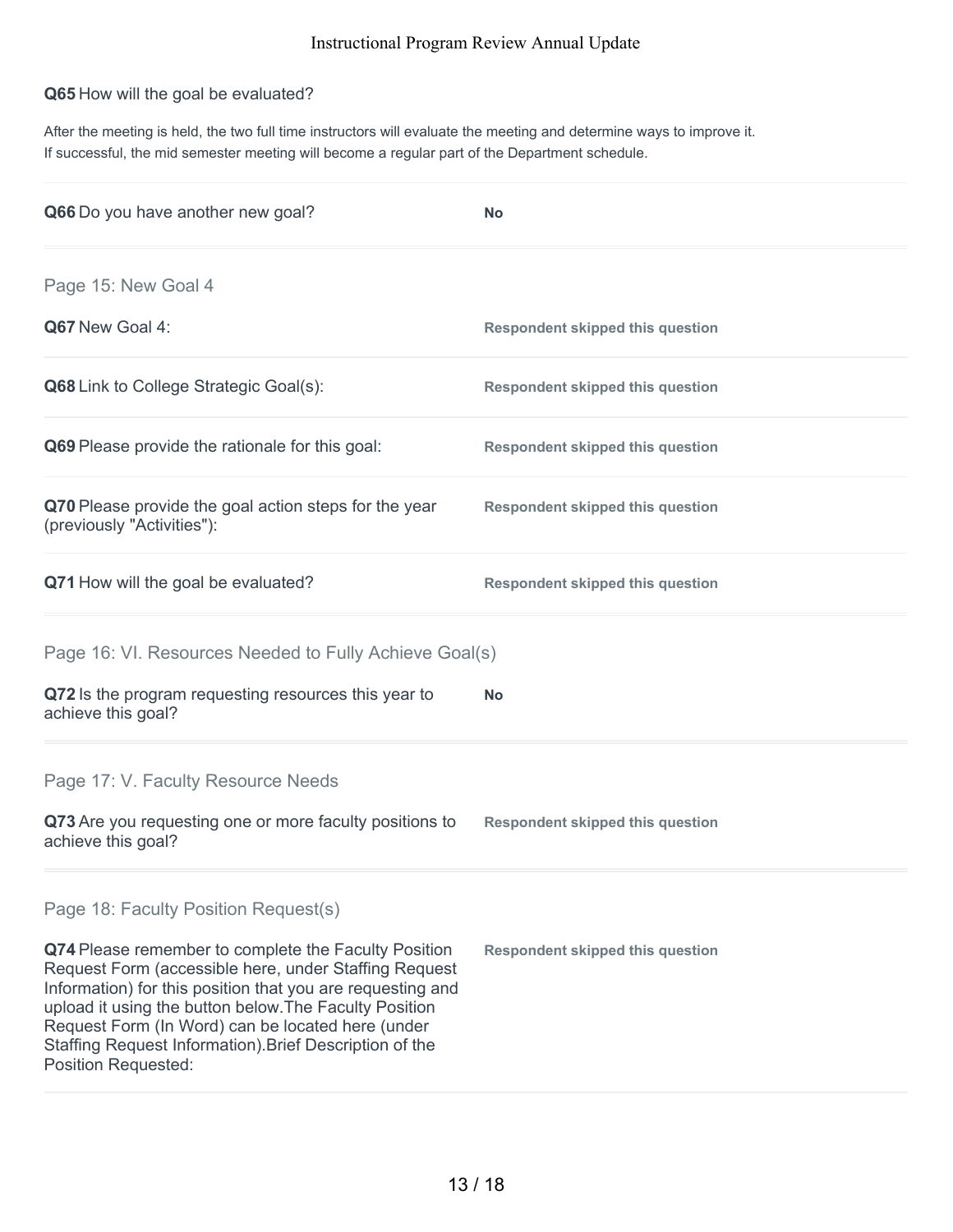**Q65** How will the goal be evaluated?

After the meeting is held, the two full time instructors will evaluate the meeting and determine ways to improve it. If successful, the mid semester meeting will become a regular part of the Department schedule.

**Q66** Do you have another new goal? **No**

## Page 15: New Goal 4

**Q67** New Goal 4: **Respondent skipped this question**

**Q68** Link to College Strategic Goal(s): **Respondent skipped this question**

**Q69** Please provide the rationale for this goal: **Respondent skipped this question**

**Q70** Please provide the goal action steps for the year (previously "Activities"): **Respondent skipped this question**

**Q71** How will the goal be evaluated? **Respondent skipped this question**

## Page 16: VI. Resources Needed to Fully Achieve Goal(s)

**Q72** Is the program requesting resources this year to achieve this goal? **No**

## Page 17: V. Faculty Resource Needs

**Q73** Are you requesting one or more faculty positions to achieve this goal? **Respondent skipped this question**

## Page 18: Faculty Position Request(s)

**Q74** Please remember to complete the Faculty Position Request Form (accessible here, under Staffing Request Information) for this position that you are requesting and upload it using the button below.The Faculty Position Request Form (In Word) can be located here (under Staffing Request Information).Brief Description of the Position Requested: **Respondent skipped this question**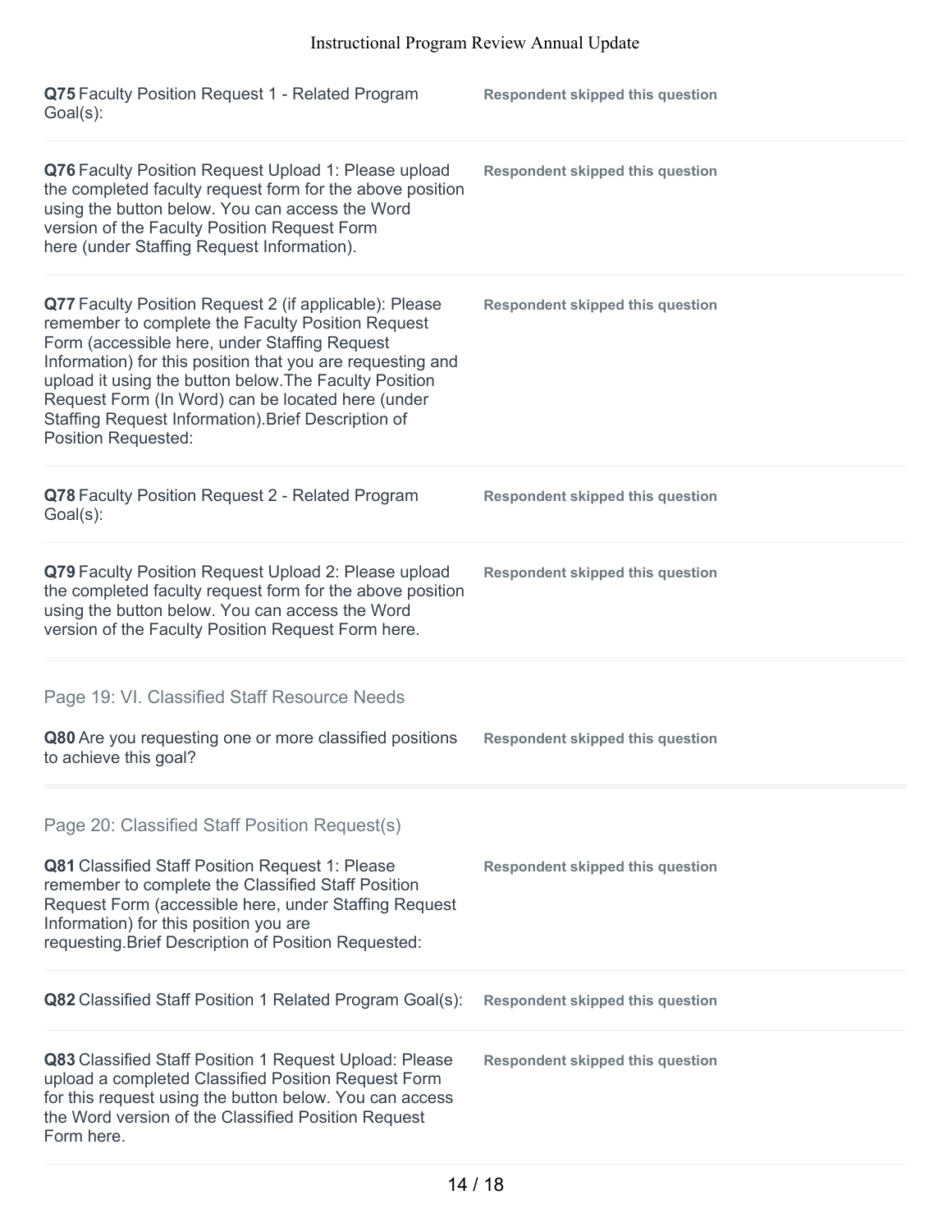**Q75** Faculty Position Request 1 - Related Program Goal(s):

**Respondent skipped this question**

**Q76** Faculty Position Request Upload 1: Please upload the completed faculty request form for the above position using the button below. You can access the Word version of the Faculty Position Request Form here (under Staffing Request Information).

**Respondent skipped this question**

**Q77** Faculty Position Request 2 (if applicable): Please remember to complete the Faculty Position Request Form (accessible here, under Staffing Request Information) for this position that you are requesting and upload it using the button below.The Faculty Position Request Form (In Word) can be located here (under Staffing Request Information).Brief Description of Position Requested:

**Respondent skipped this question**

**Q78** Faculty Position Request 2 - Related Program Goal(s):

**Respondent skipped this question**

**Q79** Faculty Position Request Upload 2: Please upload the completed faculty request form for the above position using the button below. You can access the Word version of the Faculty Position Request Form here.

**Respondent skipped this question**

## Page 19: VI. Classified Staff Resource Needs

**Q80** Are you requesting one or more classified positions to achieve this goal?

**Respondent skipped this question**

## Page 20: Classified Staff Position Request(s)

**Q81** Classified Staff Position Request 1: Please remember to complete the Classified Staff Position Request Form (accessible here, under Staffing Request Information) for this position you are requesting.Brief Description of Position Requested:

**Respondent skipped this question**

**Q82** Classified Staff Position 1 Related Program Goal(s):

**Respondent skipped this question**

**Q83** Classified Staff Position 1 Request Upload: Please upload a completed Classified Position Request Form for this request using the button below. You can access the Word version of the Classified Position Request Form here.

**Respondent skipped this question**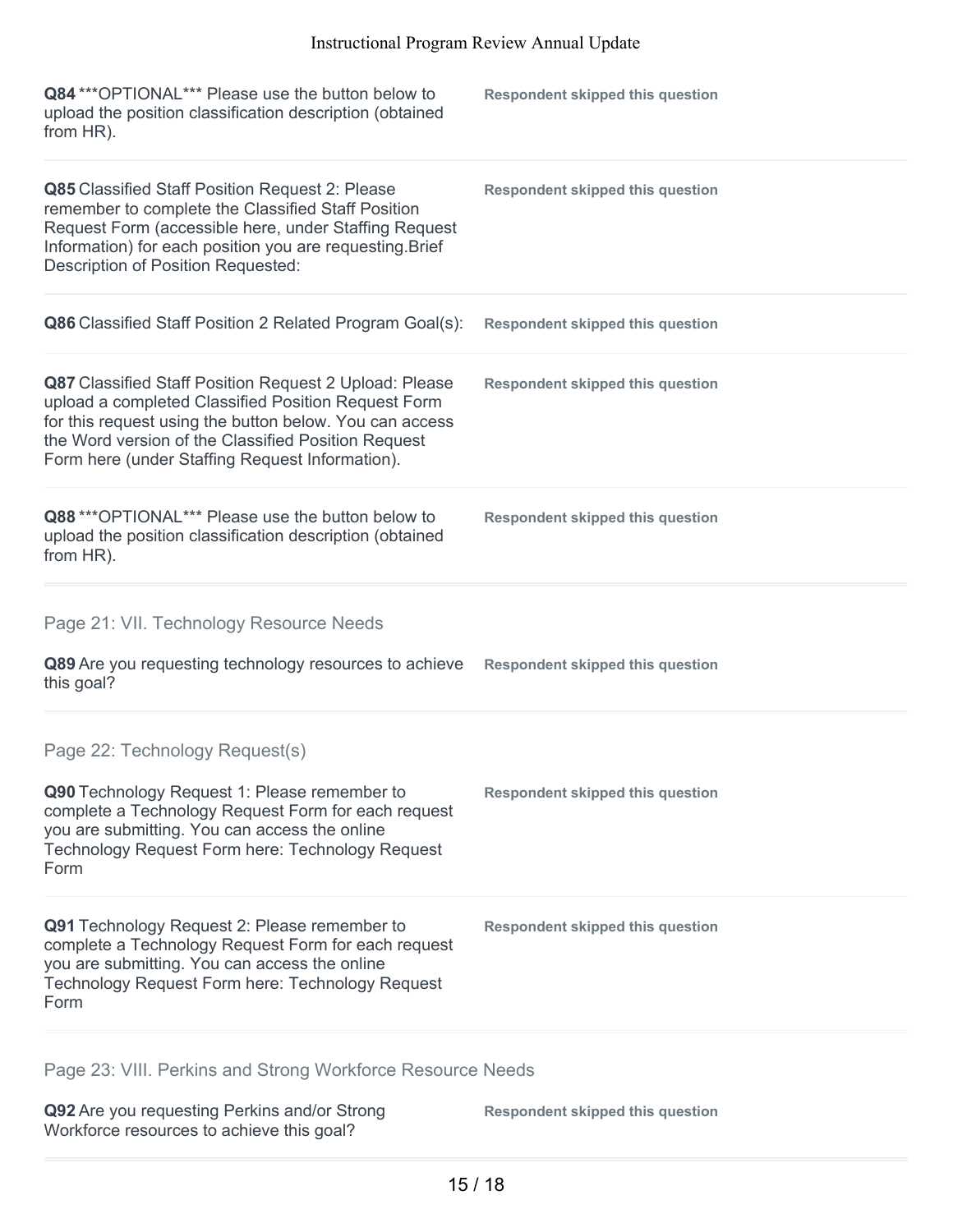**Q84** ***OPTIONAL*** Please use the button below to upload the position classification description (obtained from HR).

**Respondent skipped this question**

**Q85** Classified Staff Position Request 2: Please remember to complete the Classified Staff Position Request Form (accessible here, under Staffing Request Information) for each position you are requesting.Brief Description of Position Requested:

**Respondent skipped this question**

**Q86** Classified Staff Position 2 Related Program Goal(s):

**Respondent skipped this question**

**Q87** Classified Staff Position Request 2 Upload: Please upload a completed Classified Position Request Form for this request using the button below. You can access the Word version of the Classified Position Request Form here (under Staffing Request Information).

**Respondent skipped this question**

**Q88** ***OPTIONAL*** Please use the button below to upload the position classification description (obtained from HR).

**Respondent skipped this question**

## Page 21: VII. Technology Resource Needs

**Q89** Are you requesting technology resources to achieve this goal?

**Respondent skipped this question**

## Page 22: Technology Request(s)

**Q90** Technology Request 1: Please remember to complete a Technology Request Form for each request you are submitting. You can access the online Technology Request Form here: Technology Request Form

**Respondent skipped this question**

**Q91** Technology Request 2: Please remember to complete a Technology Request Form for each request you are submitting. You can access the online Technology Request Form here: Technology Request Form

**Respondent skipped this question**

## Page 23: VIII. Perkins and Strong Workforce Resource Needs

**Q92** Are you requesting Perkins and/or Strong Workforce resources to achieve this goal?

**Respondent skipped this question**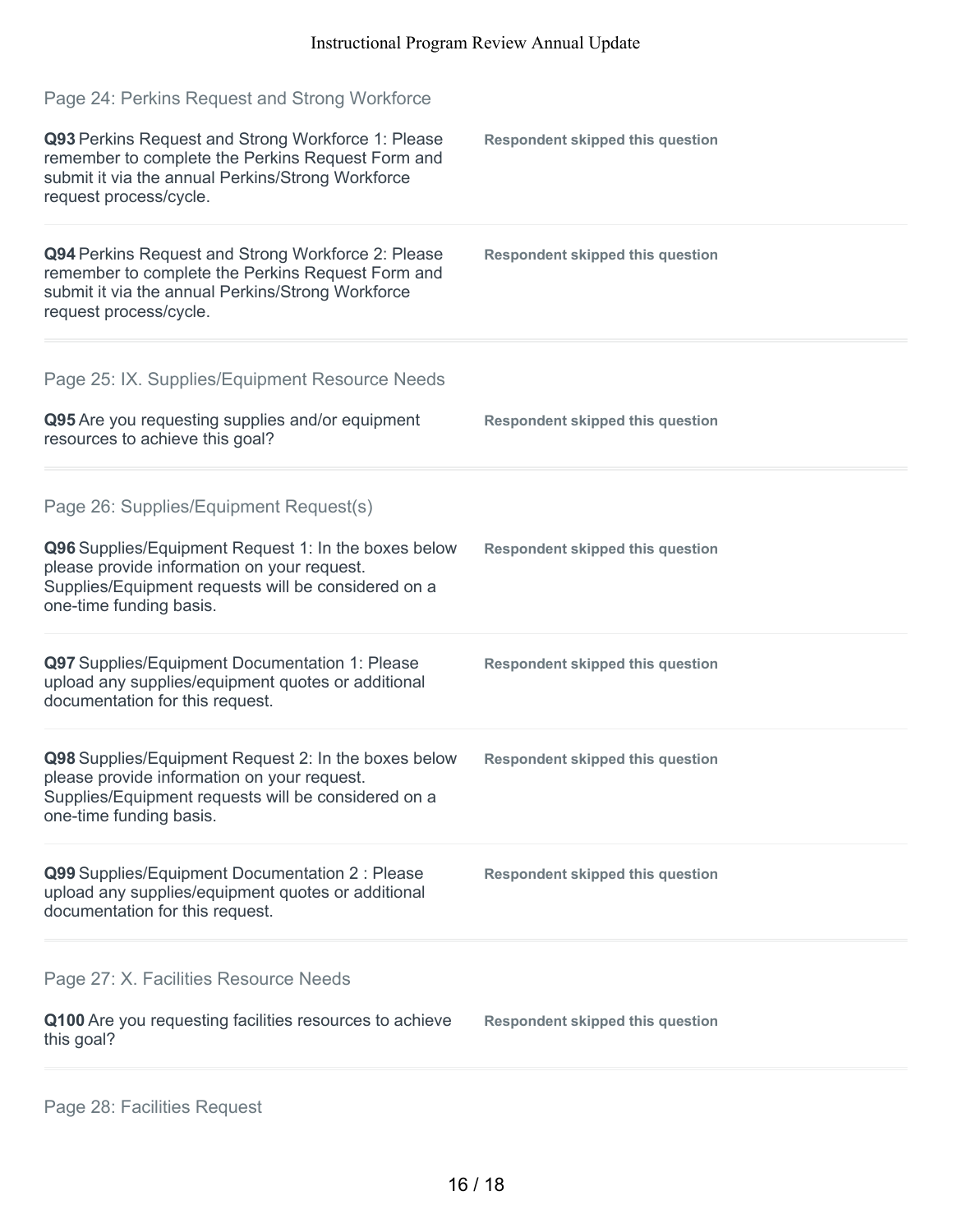## Page 24: Perkins Request and Strong Workforce

**Q93** Perkins Request and Strong Workforce 1: Please remember to complete the Perkins Request Form and submit it via the annual Perkins/Strong Workforce request process/cycle.

**Respondent skipped this question**

**Q94** Perkins Request and Strong Workforce 2: Please remember to complete the Perkins Request Form and submit it via the annual Perkins/Strong Workforce request process/cycle.

**Respondent skipped this question**

## Page 25: IX. Supplies/Equipment Resource Needs

**Q95** Are you requesting supplies and/or equipment resources to achieve this goal?

**Respondent skipped this question**

## Page 26: Supplies/Equipment Request(s)

**Q96** Supplies/Equipment Request 1: In the boxes below please provide information on your request. Supplies/Equipment requests will be considered on a one-time funding basis.

**Respondent skipped this question**

**Q97** Supplies/Equipment Documentation 1: Please upload any supplies/equipment quotes or additional documentation for this request.

**Respondent skipped this question**

**Q98** Supplies/Equipment Request 2: In the boxes below please provide information on your request. Supplies/Equipment requests will be considered on a one-time funding basis.

**Respondent skipped this question**

**Q99** Supplies/Equipment Documentation 2 : Please upload any supplies/equipment quotes or additional documentation for this request.

**Respondent skipped this question**

## Page 27: X. Facilities Resource Needs

**Q100** Are you requesting facilities resources to achieve this goal?

**Respondent skipped this question**

## Page 28: Facilities Request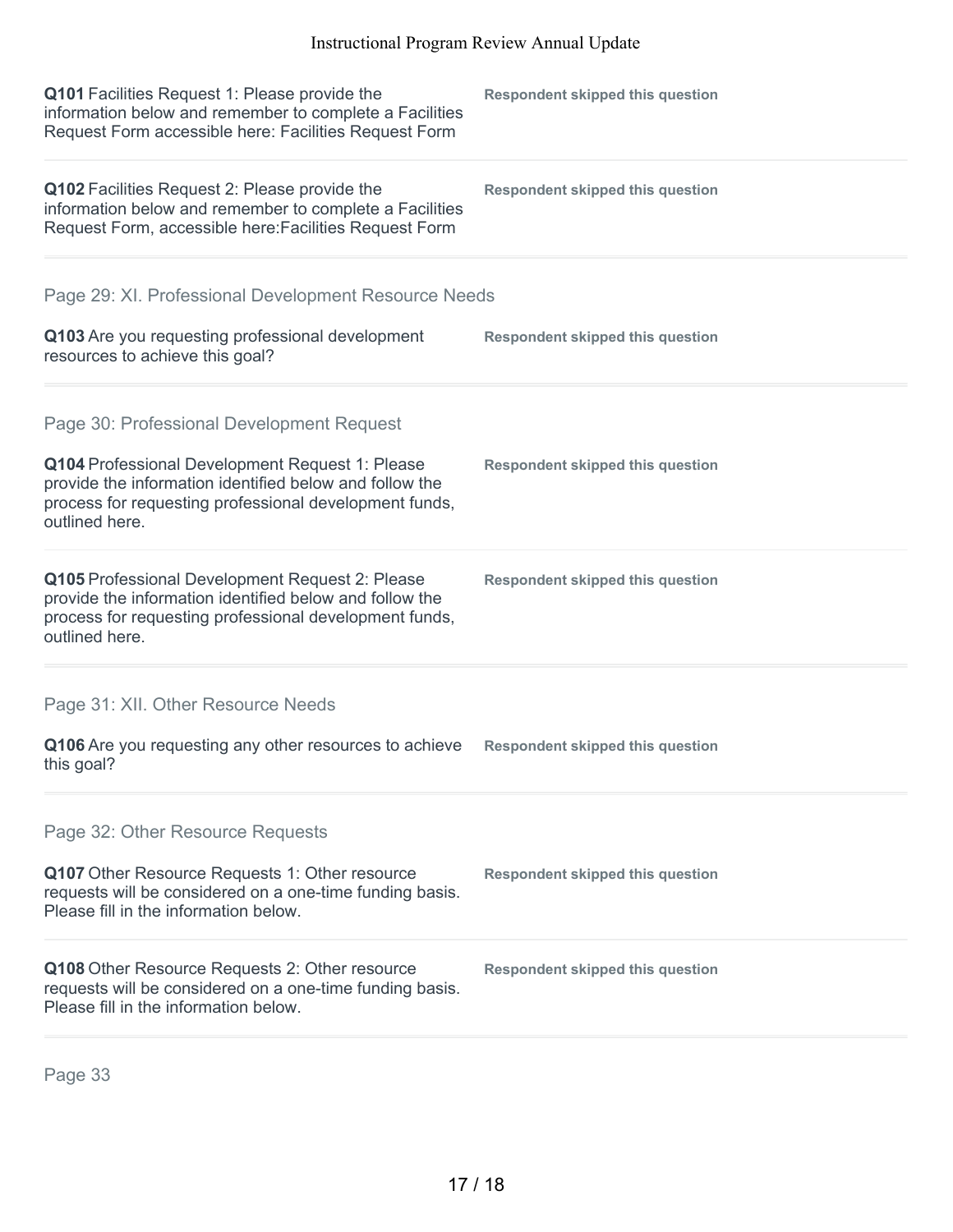**Q101** Facilities Request 1: Please provide the information below and remember to complete a Facilities Request Form accessible here: Facilities Request Form

**Respondent skipped this question**

**Q102** Facilities Request 2: Please provide the information below and remember to complete a Facilities Request Form, accessible here:Facilities Request Form

**Respondent skipped this question**

## Page 29: XI. Professional Development Resource Needs

**Q103** Are you requesting professional development resources to achieve this goal?

**Respondent skipped this question**

## Page 30: Professional Development Request

**Q104** Professional Development Request 1: Please provide the information identified below and follow the process for requesting professional development funds, outlined here.

**Respondent skipped this question**

**Q105** Professional Development Request 2: Please provide the information identified below and follow the process for requesting professional development funds, outlined here.

**Respondent skipped this question**

## Page 31: XII. Other Resource Needs

**Q106** Are you requesting any other resources to achieve this goal?

**Respondent skipped this question**

## Page 32: Other Resource Requests

**Q107** Other Resource Requests 1: Other resource requests will be considered on a one-time funding basis. Please fill in the information below.

**Respondent skipped this question**

**Q108** Other Resource Requests 2: Other resource requests will be considered on a one-time funding basis. Please fill in the information below.

**Respondent skipped this question**

## Page 33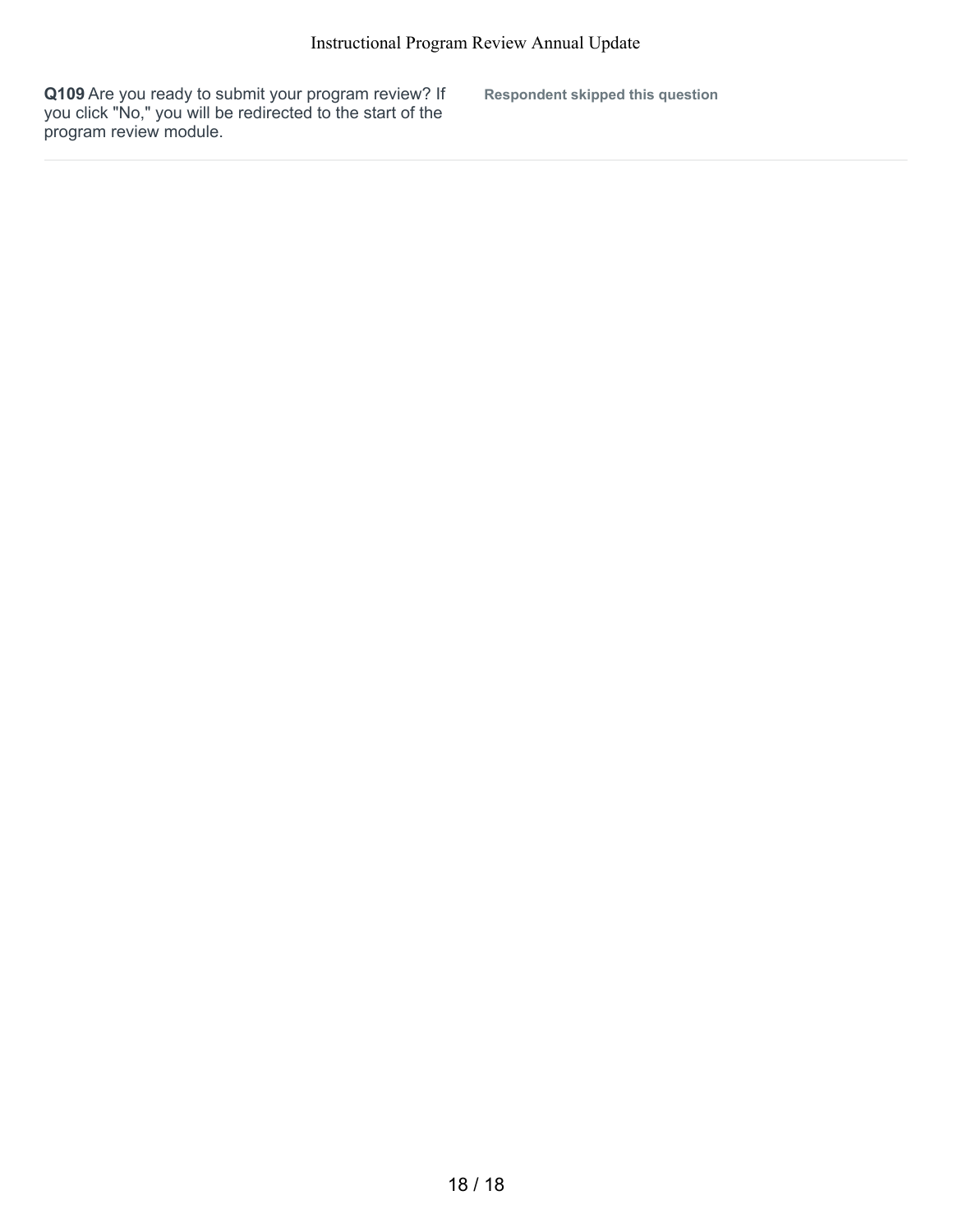**Q109** Are you ready to submit your program review? If you click "No," you will be redirected to the start of the program review module.

**Respondent skipped this question**